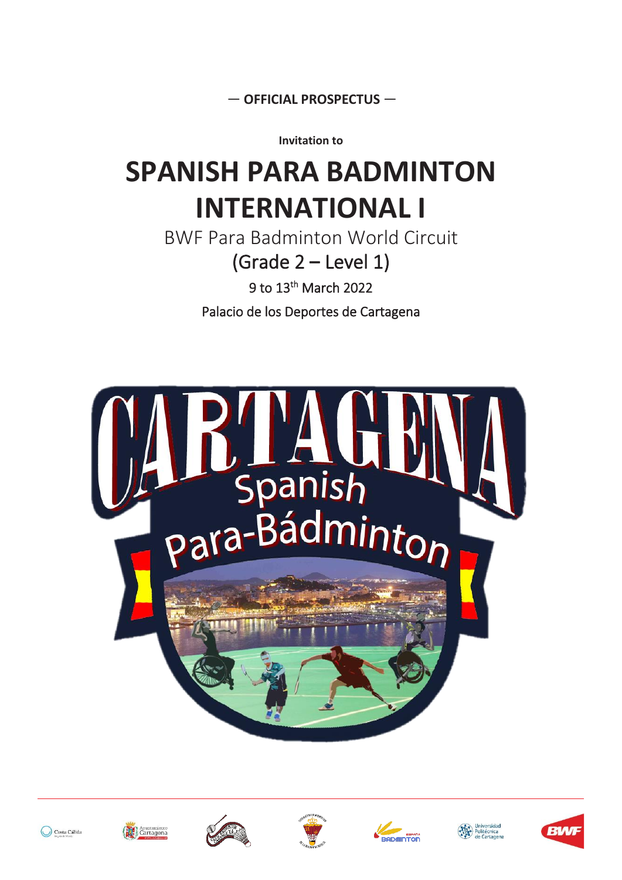— **OFFICIAL PROSPECTUS** —

**Invitation to**

# SPANISH PARA BADMINTON INTERNATIONAL I

BWF Para Badminton World Circuit

(Grade 2 – Level 1)

9 to 13th March 2022

Palacio de los Deportes de Cartagena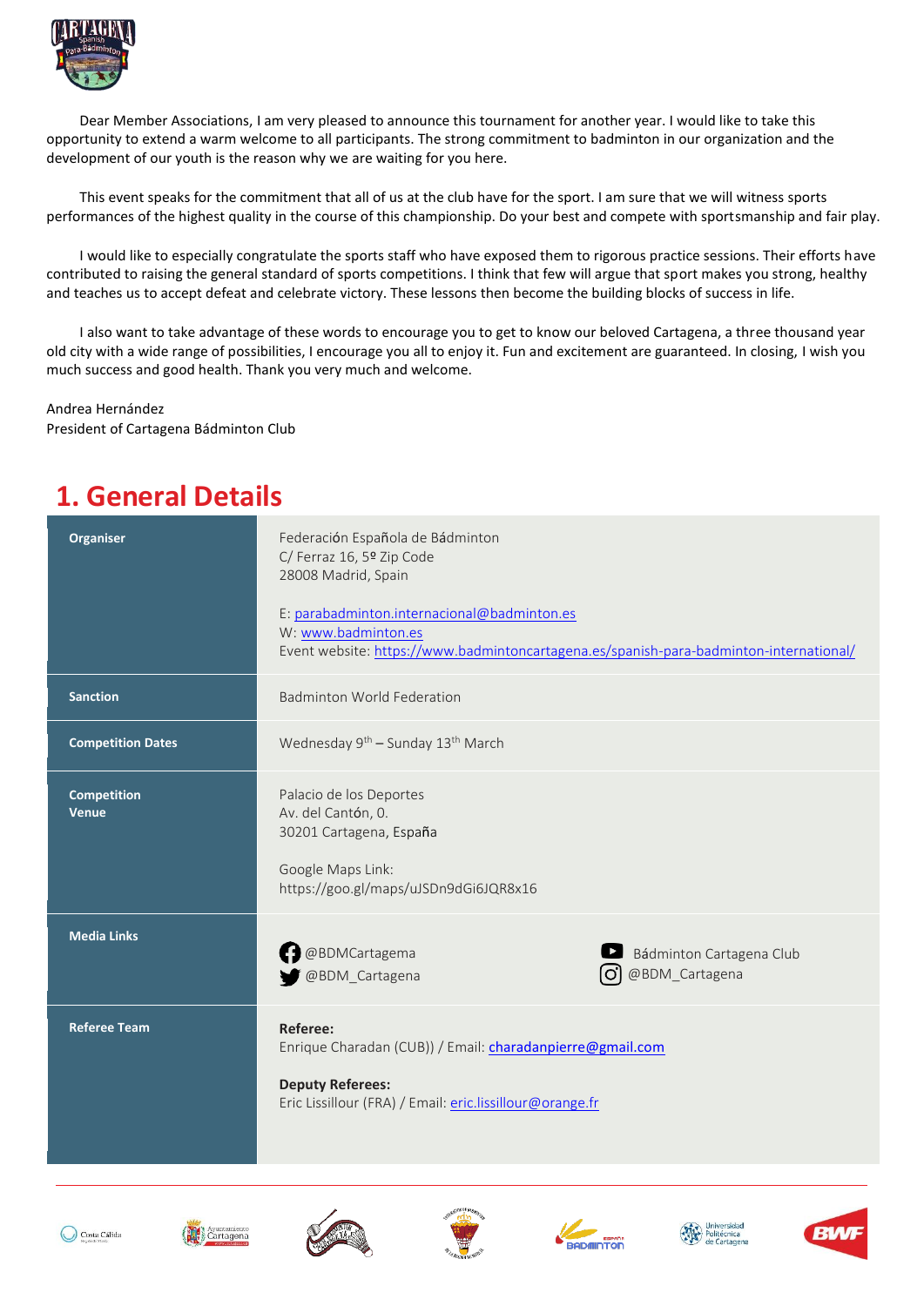Dear Member Associations, I am very pleased to announce this tournament for another year. I would like to take this opportunity to extend a warm welcome to all participants. The strong commitment to badminton in our organization and the development of our youth is the reason why we are waiting for you here.

This event speaks for the commitment that all of us at the club have for the sport. I am sure that we will witness sports performances of the highest quality in the course of this championship. Do your best and compete with sportsmanship and fair play.

I would like to especially congratulate the sports staff who have exposed them to rigorous practice sessions. Their efforts have contributed to raising the general standard of sports competitions. I think that few will argue that sport makes you strong, healthy and teaches us to accept defeat and celebrate victory. These lessons then become the building blocks of success in life.

I also want to take advantage of these words to encourage you to get to know our beloved Cartagena, a three thousand year old city with a wide range of possibilities, I encourage you all to enjoy it. Fun and excitement are guaranteed. In closing, I wish you much success and good health. Thank you very much and welcome.

Andrea Hernández
President of Cartagena Bádminton Club

# 1. General Details

| | |
|---|---|
| **Organiser** | Federación Española de Bádminton<br>C/ Ferraz 16, 5º Zip Code<br>28008 Madrid, Spain<br><br>E: parabadminton.internacional@badminton.es<br>W: www.badminton.es<br>Event website: https://www.badmintoncartagena.es/spanish-para-badminton-international/ |
| **Sanction** | Badminton World Federation |
| **Competition Dates** | Wednesday 9th – Sunday 13th March |
| **Competition Venue** | Palacio de los Deportes<br>Av. del Cantón, 0.<br>30201 Cartagena, España<br><br>Google Maps Link:<br>https://goo.gl/maps/uJSDn9dGi6JQR8x16 |
| **Media Links** | @BDMCartagema<br>@BDM_Cartagena<br>Bádminton Cartagena Club<br>@BDM_Cartagena |
| **Referee Team** | **Referee:**<br>Enrique Charadan (CUB)) / Email: charadanpierre@gmail.com<br><br>**Deputy Referees:**<br>Eric Lissillour (FRA) / Email: eric.lissillour@orange.fr |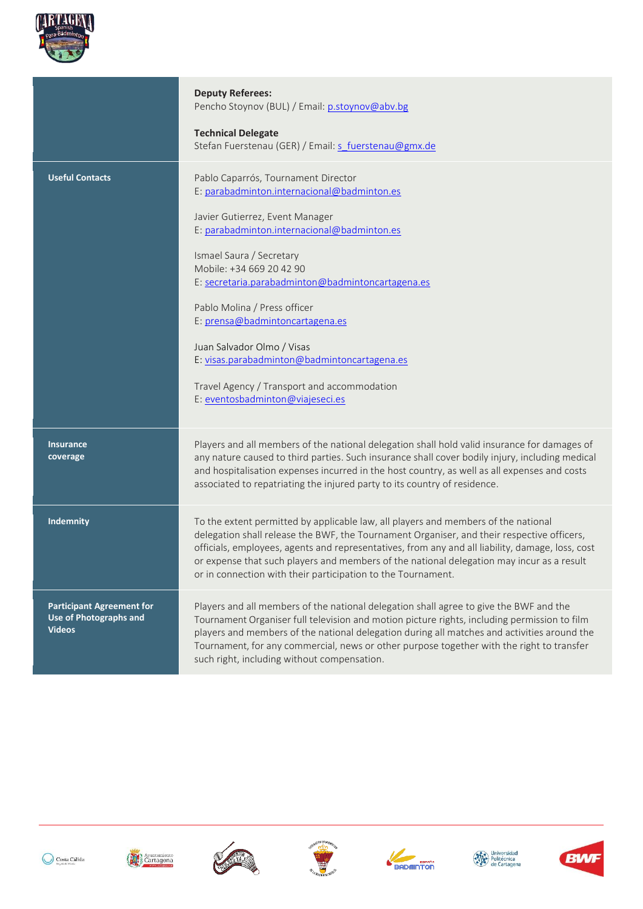| | |
|---|---|
| | **Deputy Referees:**<br>Pencho Stoynov (BUL) / Email: p.stoynov@abv.bg<br><br>**Technical Delegate**<br>Stefan Fuerstenau (GER) / Email: s_fuerstenau@gmx.de |
| **Useful Contacts** | Pablo Caparrós, Tournament Director<br>E: parabadminton.internacional@badminton.es<br><br>Javier Gutierrez, Event Manager<br>E: parabadminton.internacional@badminton.es<br><br>Ismael Saura / Secretary<br>Mobile: +34 669 20 42 90<br>E: secretaria.parabadminton@badmintoncartagena.es<br><br>Pablo Molina / Press officer<br>E: prensa@badmintoncartagena.es<br><br>Juan Salvador Olmo / Visas<br>E: visas.parabadminton@badmintoncartagena.es<br><br>Travel Agency / Transport and accommodation<br>E: eventosbadminton@viajeseci.es |
| **Insurance coverage** | Players and all members of the national delegation shall hold valid insurance for damages of any nature caused to third parties. Such insurance shall cover bodily injury, including medical and hospitalisation expenses incurred in the host country, as well as all expenses and costs associated to repatriating the injured party to its country of residence. |
| **Indemnity** | To the extent permitted by applicable law, all players and members of the national delegation shall release the BWF, the Tournament Organiser, and their respective officers, officials, employees, agents and representatives, from any and all liability, damage, loss, cost or expense that such players and members of the national delegation may incur as a result or in connection with their participation to the Tournament. |
| **Participant Agreement for Use of Photographs and Videos** | Players and all members of the national delegation shall agree to give the BWF and the Tournament Organiser full television and motion picture rights, including permission to film players and members of the national delegation during all matches and activities around the Tournament, for any commercial, news or other purpose together with the right to transfer such right, including without compensation. |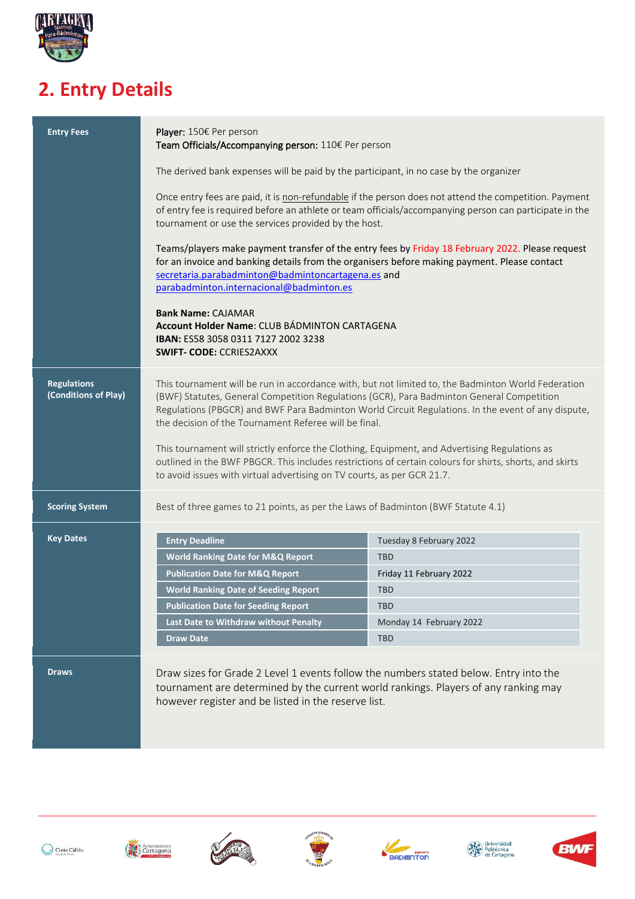## 2. Entry Details

| | |
|---|---|
| **Entry Fees** | **Player:** 150€ Per person<br>**Team Officials/Accompanying person:** 110€ Per person<br><br>The derived bank expenses will be paid by the participant, in no case by the organizer<br><br>Once entry fees are paid, it is non-refundable if the person does not attend the competition. Payment of entry fee is required before an athlete or team officials/accompanying person can participate in the tournament or use the services provided by the host.<br><br>Teams/players make payment transfer of the entry fees by Friday 18 February 2022. Please request for an invoice and banking details from the organisers before making payment. Please contact secretaria.parabadminton@badmintoncartagena.es and parabadminton.internacional@badminton.es<br><br>**Bank Name:** CAJAMAR<br>**Account Holder Name**: CLUB BÁDMINTON CARTAGENA<br>**IBAN:** ES58 3058 0311 7127 2002 3238<br>**SWIFT- CODE:** CCRIES2AXXX |
| **Regulations (Conditions of Play)** | This tournament will be run in accordance with, but not limited to, the Badminton World Federation (BWF) Statutes, General Competition Regulations (GCR), Para Badminton General Competition Regulations (PBGCR) and BWF Para Badminton World Circuit Regulations. In the event of any dispute, the decision of the Tournament Referee will be final.<br><br>This tournament will strictly enforce the Clothing, Equipment, and Advertising Regulations as outlined in the BWF PBGCR. This includes restrictions of certain colours for shirts, shorts, and skirts to avoid issues with virtual advertising on TV courts, as per GCR 21.7. |
| **Scoring System** | Best of three games to 21 points, as per the Laws of Badminton (BWF Statute 4.1) |
| **Key Dates** | See table below |
| **Draws** | Draw sizes for Grade 2 Level 1 events follow the numbers stated below. Entry into the tournament are determined by the current world rankings. Players of any ranking may however register and be listed in the reserve list. |

**Key Dates**

| | |
|---|---|
| **Entry Deadline** | Tuesday 8 February 2022 |
| **World Ranking Date for M&Q Report** | TBD |
| **Publication Date for M&Q Report** | Friday 11 February 2022 |
| **World Ranking Date of Seeding Report** | TBD |
| **Publication Date for Seeding Report** | TBD |
| **Last Date to Withdraw without Penalty** | Monday 14 February 2022 |
| **Draw Date** | TBD |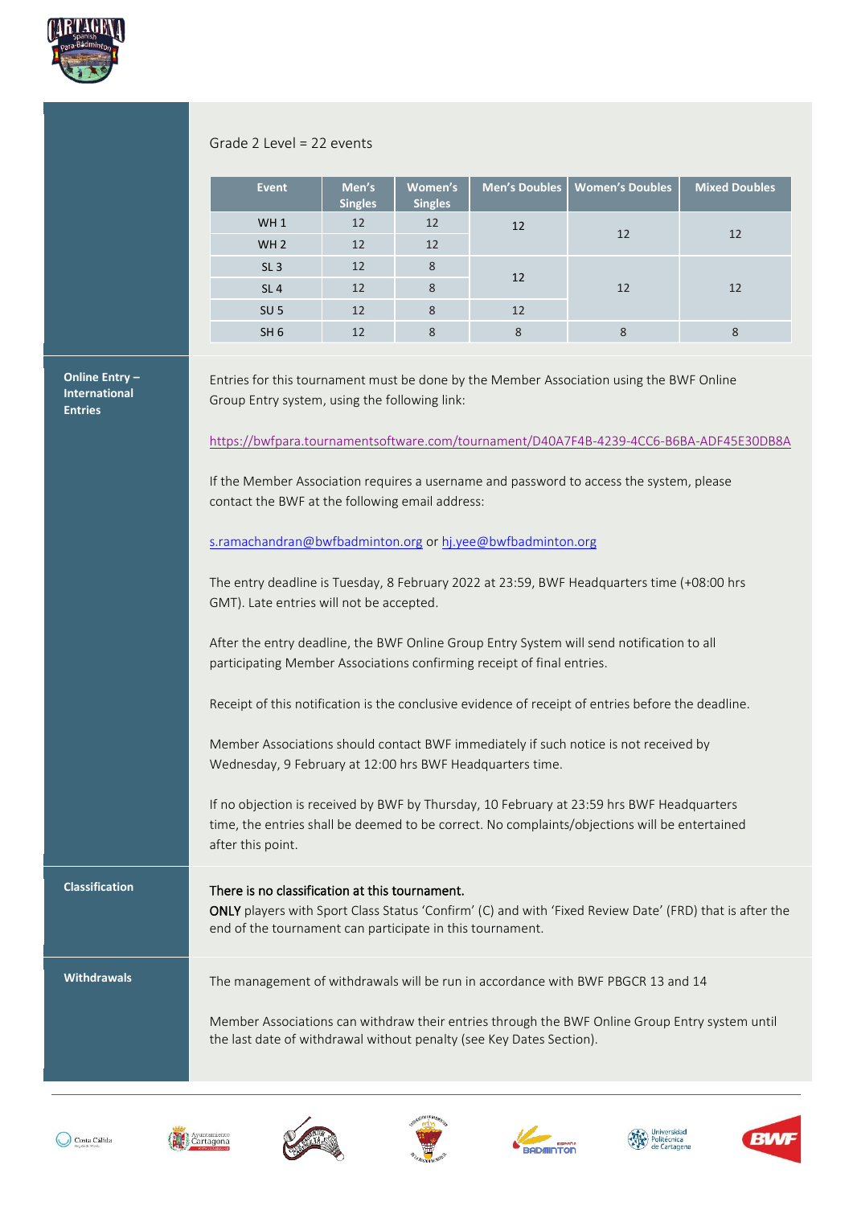Grade 2 Level = 22 events

| Event | Men's Singles | Women's Singles | Men's Doubles | Women's Doubles | Mixed Doubles |
|---|---|---|---|---|---|
| WH 1 | 12 | 12 | 12 | 12 | 12 |
| WH 2 | 12 | 12 | | | |
| SL 3 | 12 | 8 | 12 | 12 | 12 |
| SL 4 | 12 | 8 | | | |
| SU 5 | 12 | 8 | 12 | | |
| SH 6 | 12 | 8 | 8 | 8 | 8 |

**Online Entry – International Entries**

Entries for this tournament must be done by the Member Association using the BWF Online Group Entry system, using the following link:

https://bwfpara.tournamentsoftware.com/tournament/D40A7F4B-4239-4CC6-B6BA-ADF45E30DB8A

If the Member Association requires a username and password to access the system, please contact the BWF at the following email address:

s.ramachandran@bwfbadminton.org or hj.yee@bwfbadminton.org

The entry deadline is Tuesday, 8 February 2022 at 23:59, BWF Headquarters time (+08:00 hrs GMT). Late entries will not be accepted.

After the entry deadline, the BWF Online Group Entry System will send notification to all participating Member Associations confirming receipt of final entries.

Receipt of this notification is the conclusive evidence of receipt of entries before the deadline.

Member Associations should contact BWF immediately if such notice is not received by Wednesday, 9 February at 12:00 hrs BWF Headquarters time.

If no objection is received by BWF by Thursday, 10 February at 23:59 hrs BWF Headquarters time, the entries shall be deemed to be correct. No complaints/objections will be entertained after this point.

**Classification**

There is no classification at this tournament.
ONLY players with Sport Class Status 'Confirm' (C) and with 'Fixed Review Date' (FRD) that is after the end of the tournament can participate in this tournament.

**Withdrawals**

The management of withdrawals will be run in accordance with BWF PBGCR 13 and 14

Member Associations can withdraw their entries through the BWF Online Group Entry system until the last date of withdrawal without penalty (see Key Dates Section).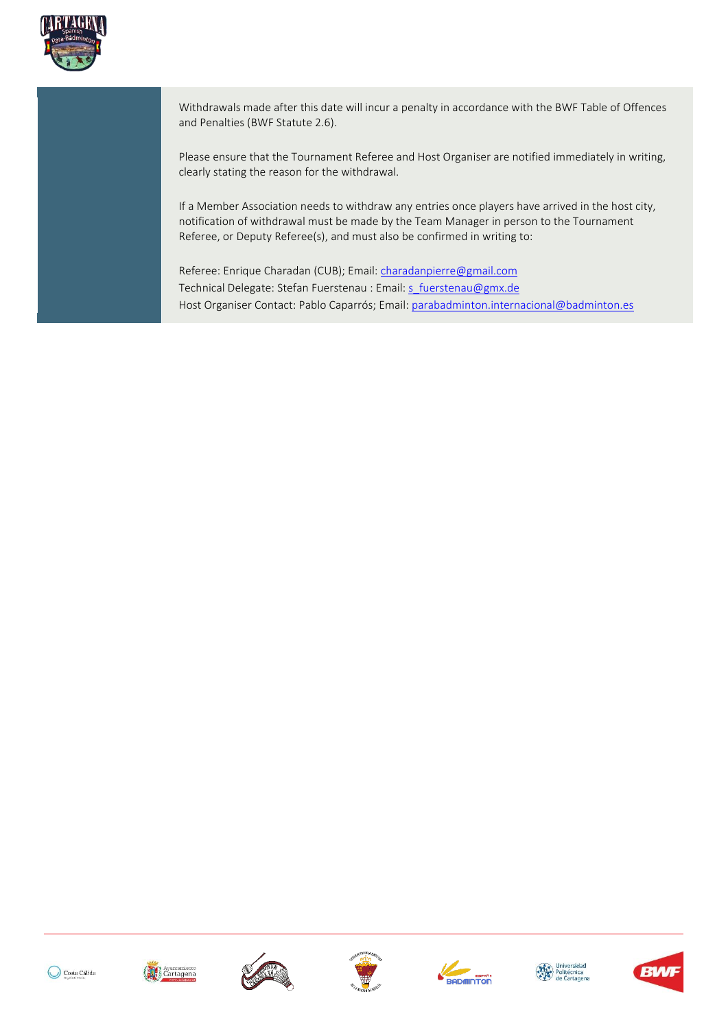Withdrawals made after this date will incur a penalty in accordance with the BWF Table of Offences and Penalties (BWF Statute 2.6).

Please ensure that the Tournament Referee and Host Organiser are notified immediately in writing, clearly stating the reason for the withdrawal.

If a Member Association needs to withdraw any entries once players have arrived in the host city, notification of withdrawal must be made by the Team Manager in person to the Tournament Referee, or Deputy Referee(s), and must also be confirmed in writing to:

Referee: Enrique Charadan (CUB); Email: charadanpierre@gmail.com
Technical Delegate: Stefan Fuerstenau : Email: s_fuerstenau@gmx.de
Host Organiser Contact: Pablo Caparrós; Email: parabadminton.internacional@badminton.es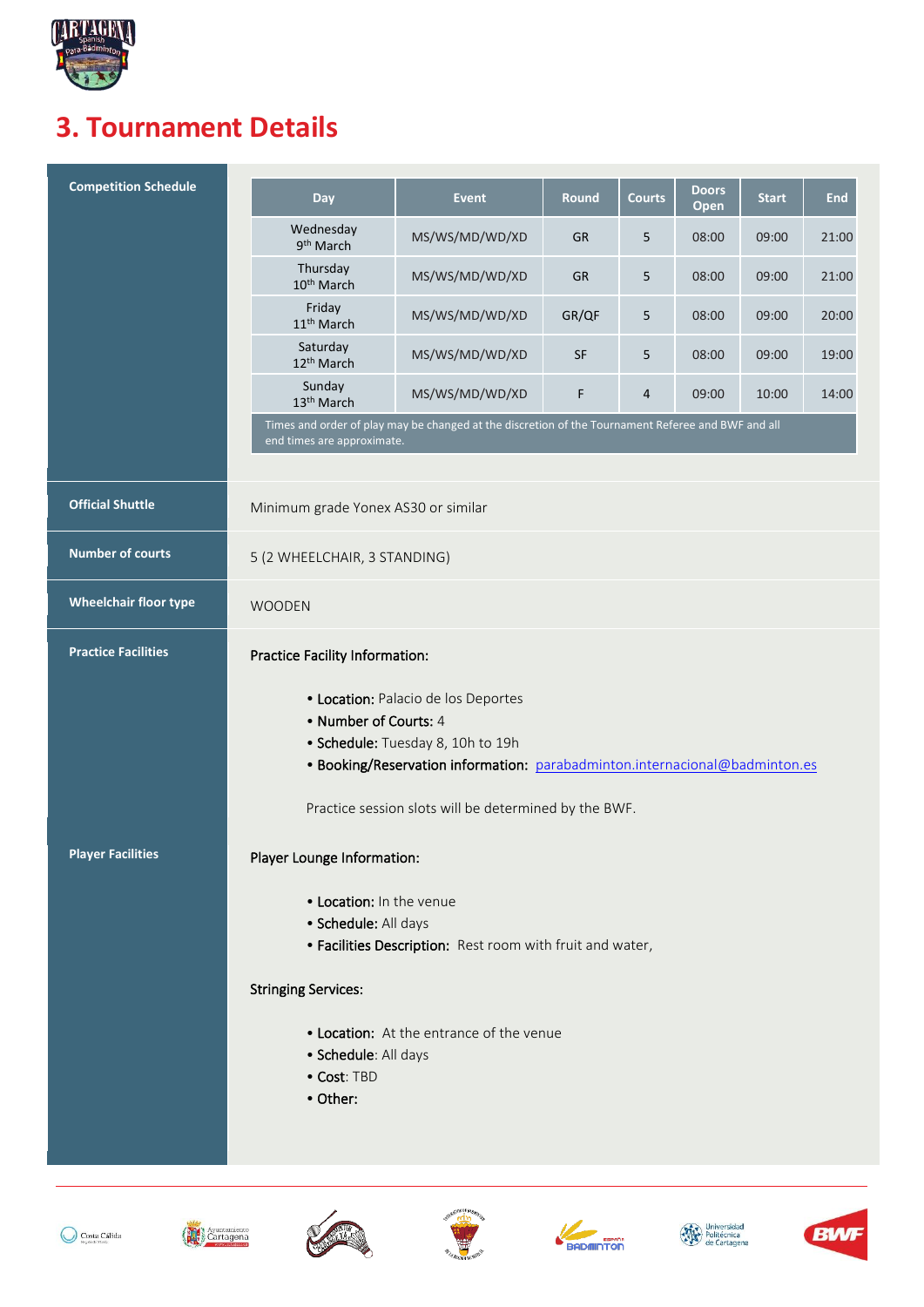# 3. Tournament Details

**Competition Schedule**

| Day | Event | Round | Courts | Doors Open | Start | End |
|---|---|---|---|---|---|---|
| Wednesday 9th March | MS/WS/MD/WD/XD | GR | 5 | 08:00 | 09:00 | 21:00 |
| Thursday 10th March | MS/WS/MD/WD/XD | GR | 5 | 08:00 | 09:00 | 21:00 |
| Friday 11th March | MS/WS/MD/WD/XD | GR/QF | 5 | 08:00 | 09:00 | 20:00 |
| Saturday 12th March | MS/WS/MD/WD/XD | SF | 5 | 08:00 | 09:00 | 19:00 |
| Sunday 13th March | MS/WS/MD/WD/XD | F | 4 | 09:00 | 10:00 | 14:00 |

Times and order of play may be changed at the discretion of the Tournament Referee and BWF and all end times are approximate.

**Official Shuttle**

Minimum grade Yonex AS30 or similar

**Number of courts**

5 (2 WHEELCHAIR, 3 STANDING)

**Wheelchair floor type**

WOODEN

**Practice Facilities**

Practice Facility Information:

- **Location:** Palacio de los Deportes
- **Number of Courts:** 4
- **Schedule:** Tuesday 8, 10h to 19h
- **Booking/Reservation information:** parabadminton.internacional@badminton.es

Practice session slots will be determined by the BWF.

**Player Facilities**

Player Lounge Information:

- **Location:** In the venue
- **Schedule:** All days
- **Facilities Description:** Rest room with fruit and water,

Stringing Services:

- **Location:** At the entrance of the venue
- **Schedule**: All days
- **Cost**: TBD
- **Other:**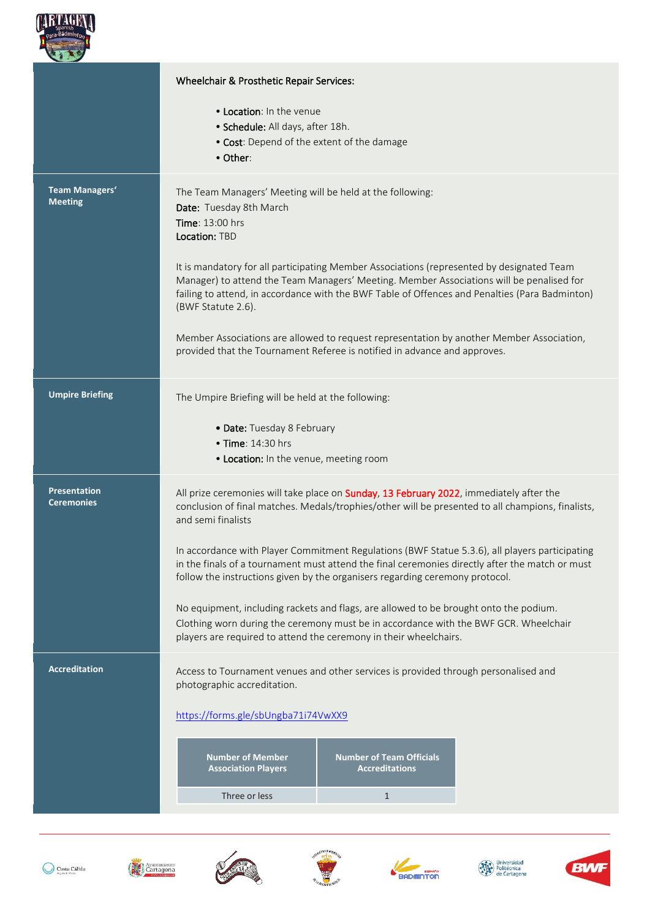| | |
|---|---|
| | **Wheelchair & Prosthetic Repair Services:**<br><br>• **Location**: In the venue<br>• **Schedule:** All days, after 18h.<br>• **Cost**: Depend of the extent of the damage<br>• **Other**: |
| **Team Managers' Meeting** | The Team Managers' Meeting will be held at the following:<br>**Date:** Tuesday 8th March<br>**Time**: 13:00 hrs<br>**Location:** TBD<br><br>It is mandatory for all participating Member Associations (represented by designated Team Manager) to attend the Team Managers' Meeting. Member Associations will be penalised for failing to attend, in accordance with the BWF Table of Offences and Penalties (Para Badminton) (BWF Statute 2.6).<br><br>Member Associations are allowed to request representation by another Member Association, provided that the Tournament Referee is notified in advance and approves. |
| **Umpire Briefing** | The Umpire Briefing will be held at the following:<br><br>• **Date:** Tuesday 8 February<br>• **Time**: 14:30 hrs<br>• **Location:** In the venue, meeting room |
| **Presentation Ceremonies** | All prize ceremonies will take place on Sunday, 13 February 2022, immediately after the conclusion of final matches. Medals/trophies/other will be presented to all champions, finalists, and semi finalists<br><br>In accordance with Player Commitment Regulations (BWF Statue 5.3.6), all players participating in the finals of a tournament must attend the final ceremonies directly after the match or must follow the instructions given by the organisers regarding ceremony protocol.<br><br>No equipment, including rackets and flags, are allowed to be brought onto the podium. Clothing worn during the ceremony must be in accordance with the BWF GCR. Wheelchair players are required to attend the ceremony in their wheelchairs. |
| **Accreditation** | Access to Tournament venues and other services is provided through personalised and photographic accreditation.<br><br>https://forms.gle/sbUngba71i74VwXX9 |

| Number of Member Association Players | Number of Team Officials Accreditations |
|---|---|
| Three or less | 1 |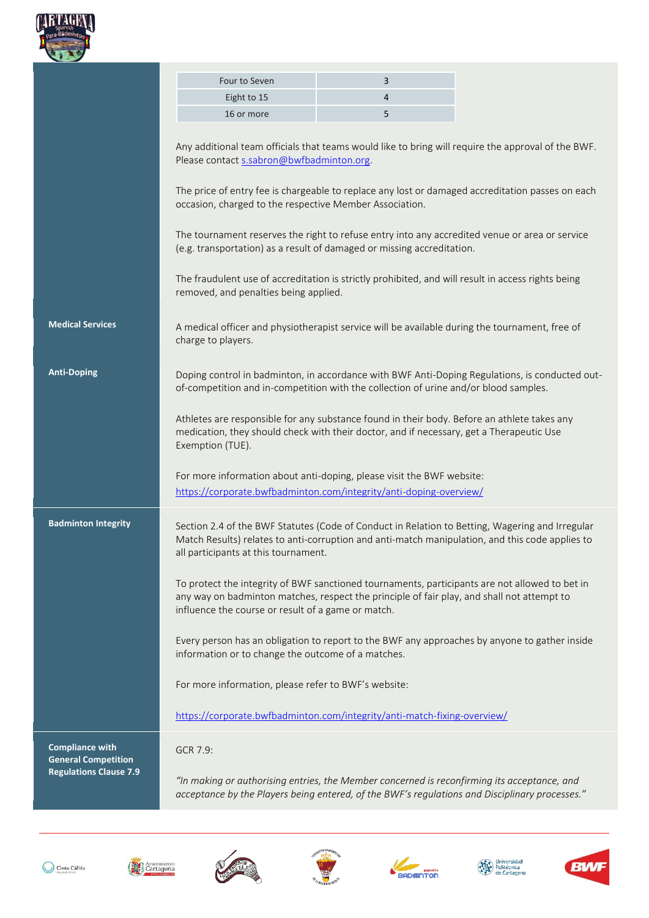| Four to Seven | 3 |
|---|---|
| Eight to 15 | 4 |
| 16 or more | 5 |

Any additional team officials that teams would like to bring will require the approval of the BWF. Please contact s.sabron@bwfbadminton.org.

The price of entry fee is chargeable to replace any lost or damaged accreditation passes on each occasion, charged to the respective Member Association.

The tournament reserves the right to refuse entry into any accredited venue or area or service (e.g. transportation) as a result of damaged or missing accreditation.

The fraudulent use of accreditation is strictly prohibited, and will result in access rights being removed, and penalties being applied.

**Medical Services**

A medical officer and physiotherapist service will be available during the tournament, free of charge to players.

**Anti-Doping**

Doping control in badminton, in accordance with BWF Anti-Doping Regulations, is conducted out-of-competition and in-competition with the collection of urine and/or blood samples.

Athletes are responsible for any substance found in their body. Before an athlete takes any medication, they should check with their doctor, and if necessary, get a Therapeutic Use Exemption (TUE).

For more information about anti-doping, please visit the BWF website: https://corporate.bwfbadminton.com/integrity/anti-doping-overview/

**Badminton Integrity**

Section 2.4 of the BWF Statutes (Code of Conduct in Relation to Betting, Wagering and Irregular Match Results) relates to anti-corruption and anti-match manipulation, and this code applies to all participants at this tournament.

To protect the integrity of BWF sanctioned tournaments, participants are not allowed to bet in any way on badminton matches, respect the principle of fair play, and shall not attempt to influence the course or result of a game or match.

Every person has an obligation to report to the BWF any approaches by anyone to gather inside information or to change the outcome of a matches.

For more information, please refer to BWF's website:

https://corporate.bwfbadminton.com/integrity/anti-match-fixing-overview/

**Compliance with General Competition Regulations Clause 7.9**

GCR 7.9:

*"In making or authorising entries, the Member concerned is reconfirming its acceptance, and acceptance by the Players being entered, of the BWF's regulations and Disciplinary processes."*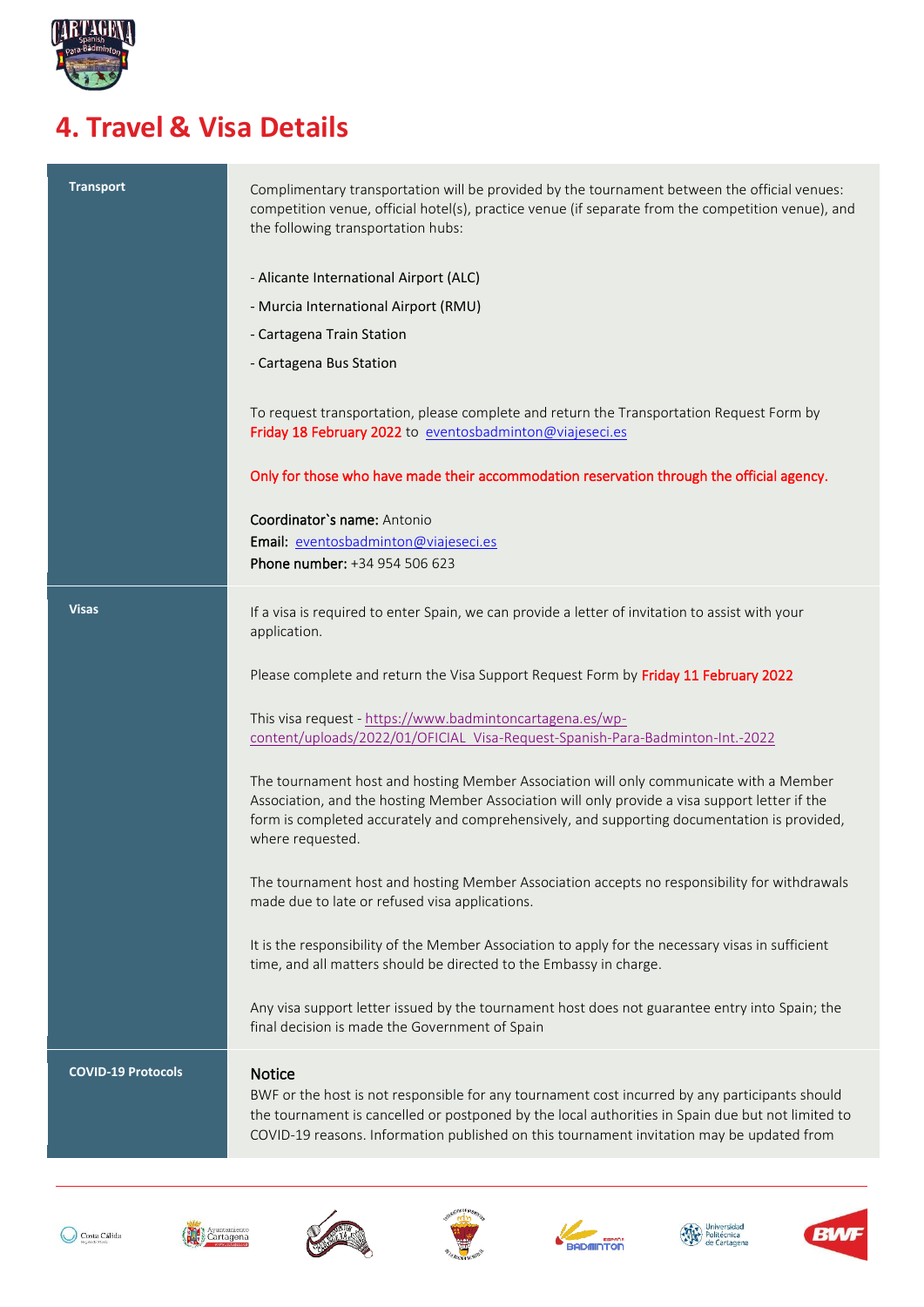# 4. Travel & Visa Details

| | |
|---|---|
| **Transport** | Complimentary transportation will be provided by the tournament between the official venues: competition venue, official hotel(s), practice venue (if separate from the competition venue), and the following transportation hubs:<br><br>- Alicante International Airport (ALC)<br>- Murcia International Airport (RMU)<br>- Cartagena Train Station<br>- Cartagena Bus Station<br><br>To request transportation, please complete and return the Transportation Request Form by Friday 18 February 2022 to eventosbadminton@viajeseci.es<br><br>Only for those who have made their accommodation reservation through the official agency.<br><br>**Coordinator`s name:** Antonio<br>**Email:** eventosbadminton@viajeseci.es<br>**Phone number:** +34 954 506 623 |
| **Visas** | If a visa is required to enter Spain, we can provide a letter of invitation to assist with your application.<br><br>Please complete and return the Visa Support Request Form by Friday 11 February 2022<br><br>This visa request - https://www.badmintoncartagena.es/wp-content/uploads/2022/01/OFICIAL_Visa-Request-Spanish-Para-Badminton-Int.-2022<br><br>The tournament host and hosting Member Association will only communicate with a Member Association, and the hosting Member Association will only provide a visa support letter if the form is completed accurately and comprehensively, and supporting documentation is provided, where requested.<br><br>The tournament host and hosting Member Association accepts no responsibility for withdrawals made due to late or refused visa applications.<br><br>It is the responsibility of the Member Association to apply for the necessary visas in sufficient time, and all matters should be directed to the Embassy in charge.<br><br>Any visa support letter issued by the tournament host does not guarantee entry into Spain; the final decision is made the Government of Spain |
| **COVID-19 Protocols** | **Notice**<br>BWF or the host is not responsible for any tournament cost incurred by any participants should the tournament is cancelled or postponed by the local authorities in Spain due but not limited to COVID-19 reasons. Information published on this tournament invitation may be updated from |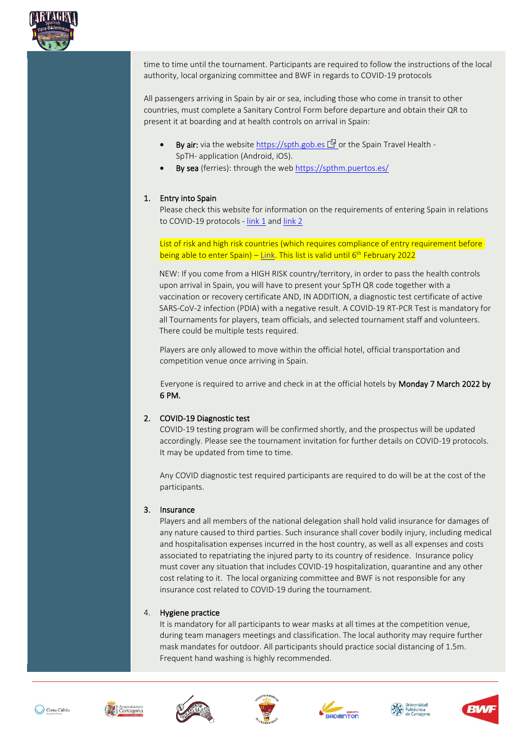time to time until the tournament. Participants are required to follow the instructions of the local authority, local organizing committee and BWF in regards to COVID-19 protocols

All passengers arriving in Spain by air or sea, including those who come in transit to other countries, must complete a Sanitary Control Form before departure and obtain their QR to present it at boarding and at health controls on arrival in Spain:

- **By air:** via the website https://spth.gob.es or the Spain Travel Health - SpTH- application (Android, iOS).
- **By sea** (ferries): through the web https://spthm.puertos.es/

1. **Entry into Spain**

   Please check this website for information on the requirements of entering Spain in relations to COVID-19 protocols - link 1 and link 2

   List of risk and high risk countries (which requires compliance of entry requirement before being able to enter Spain) – Link. This list is valid until 6th February 2022

   NEW: If you come from a HIGH RISK country/territory, in order to pass the health controls upon arrival in Spain, you will have to present your SpTH QR code together with a vaccination or recovery certificate AND, IN ADDITION, a diagnostic test certificate of active SARS-CoV-2 infection (PDIA) with a negative result. A COVID-19 RT-PCR Test is mandatory for all Tournaments for players, team officials, and selected tournament staff and volunteers. There could be multiple tests required.

   Players are only allowed to move within the official hotel, official transportation and competition venue once arriving in Spain.

   Everyone is required to arrive and check in at the official hotels by **Monday 7 March 2022 by 6 PM.**

2. **COVID-19 Diagnostic test**

   COVID-19 testing program will be confirmed shortly, and the prospectus will be updated accordingly. Please see the tournament invitation for further details on COVID-19 protocols. It may be updated from time to time.

   Any COVID diagnostic test required participants are required to do will be at the cost of the participants.

3. **Insurance**

   Players and all members of the national delegation shall hold valid insurance for damages of any nature caused to third parties. Such insurance shall cover bodily injury, including medical and hospitalisation expenses incurred in the host country, as well as all expenses and costs associated to repatriating the injured party to its country of residence. Insurance policy must cover any situation that includes COVID-19 hospitalization, quarantine and any other cost relating to it. The local organizing committee and BWF is not responsible for any insurance cost related to COVID-19 during the tournament.

4. **Hygiene practice**

   It is mandatory for all participants to wear masks at all times at the competition venue, during team managers meetings and classification. The local authority may require further mask mandates for outdoor. All participants should practice social distancing of 1.5m. Frequent hand washing is highly recommended.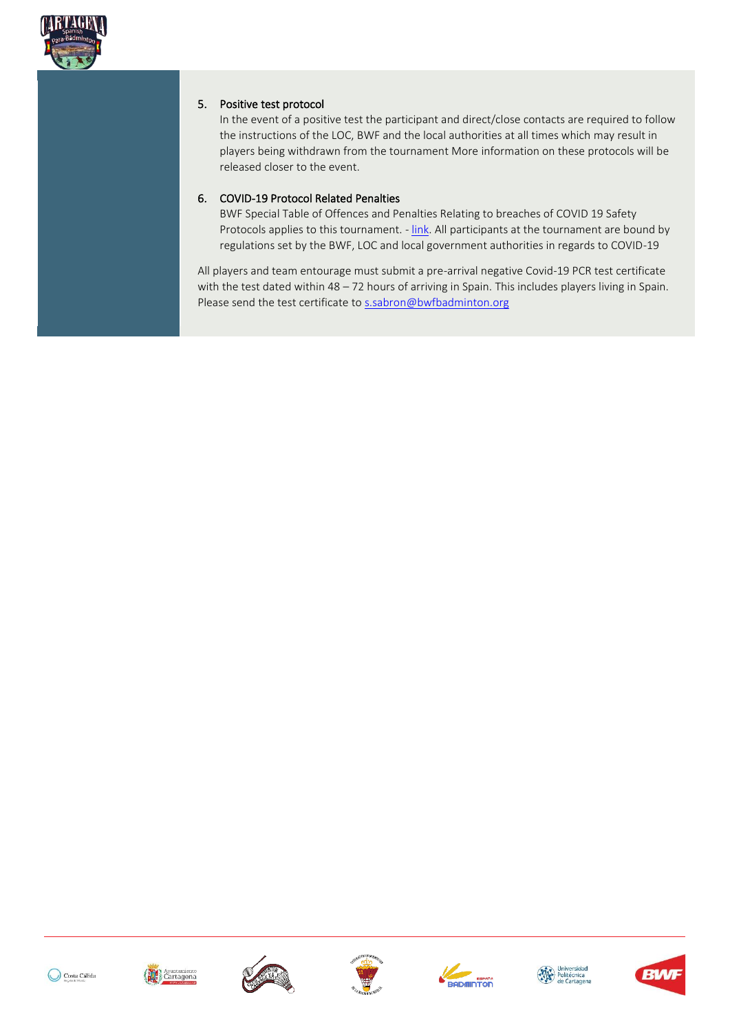5. **Positive test protocol**
   In the event of a positive test the participant and direct/close contacts are required to follow the instructions of the LOC, BWF and the local authorities at all times which may result in players being withdrawn from the tournament More information on these protocols will be released closer to the event.

6. **COVID-19 Protocol Related Penalties**
   BWF Special Table of Offences and Penalties Relating to breaches of COVID 19 Safety Protocols applies to this tournament. - link. All participants at the tournament are bound by regulations set by the BWF, LOC and local government authorities in regards to COVID-19

All players and team entourage must submit a pre-arrival negative Covid-19 PCR test certificate with the test dated within 48 – 72 hours of arriving in Spain. This includes players living in Spain. Please send the test certificate to s.sabron@bwfbadminton.org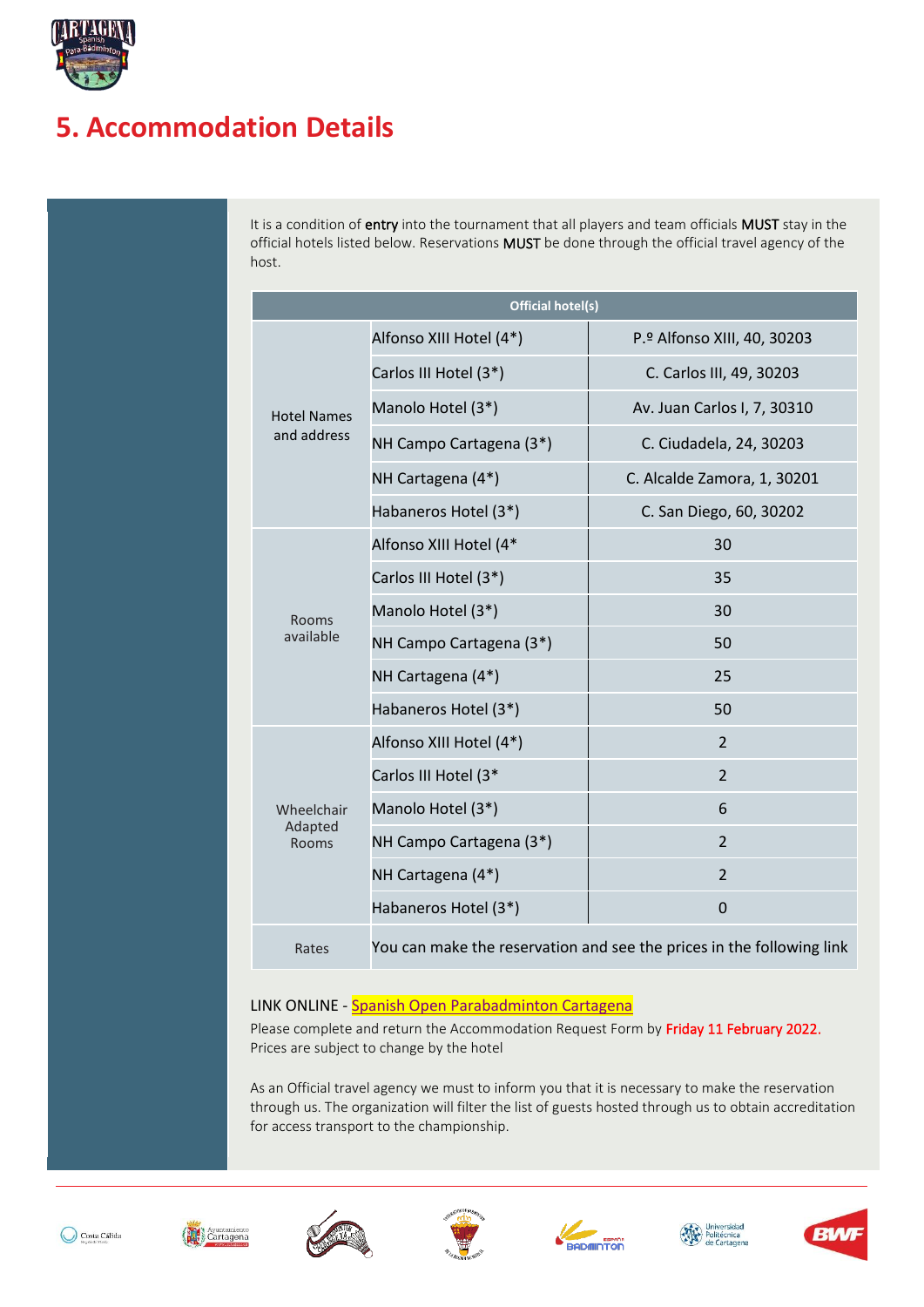# 5. Accommodation Details

It is a condition of entry into the tournament that all players and team officials MUST stay in the official hotels listed below. Reservations MUST be done through the official travel agency of the host.

| Official hotel(s) | | |
|---|---|---|
| Hotel Names and address | Alfonso XIII Hotel (4*) | P.º Alfonso XIII, 40, 30203 |
| | Carlos III Hotel (3*) | C. Carlos III, 49, 30203 |
| | Manolo Hotel (3*) | Av. Juan Carlos I, 7, 30310 |
| | NH Campo Cartagena (3*) | C. Ciudadela, 24, 30203 |
| | NH Cartagena (4*) | C. Alcalde Zamora, 1, 30201 |
| | Habaneros Hotel (3*) | C. San Diego, 60, 30202 |
| Rooms available | Alfonso XIII Hotel (4* | 30 |
| | Carlos III Hotel (3*) | 35 |
| | Manolo Hotel (3*) | 30 |
| | NH Campo Cartagena (3*) | 50 |
| | NH Cartagena (4*) | 25 |
| | Habaneros Hotel (3*) | 50 |
| Wheelchair Adapted Rooms | Alfonso XIII Hotel (4*) | 2 |
| | Carlos III Hotel (3* | 2 |
| | Manolo Hotel (3*) | 6 |
| | NH Campo Cartagena (3*) | 2 |
| | NH Cartagena (4*) | 2 |
| | Habaneros Hotel (3*) | 0 |
| Rates | You can make the reservation and see the prices in the following link | |

LINK ONLINE - Spanish Open Parabadminton Cartagena

Please complete and return the Accommodation Request Form by **Friday 11 February 2022.**
Prices are subject to change by the hotel

As an Official travel agency we must to inform you that it is necessary to make the reservation through us. The organization will filter the list of guests hosted through us to obtain accreditation for access transport to the championship.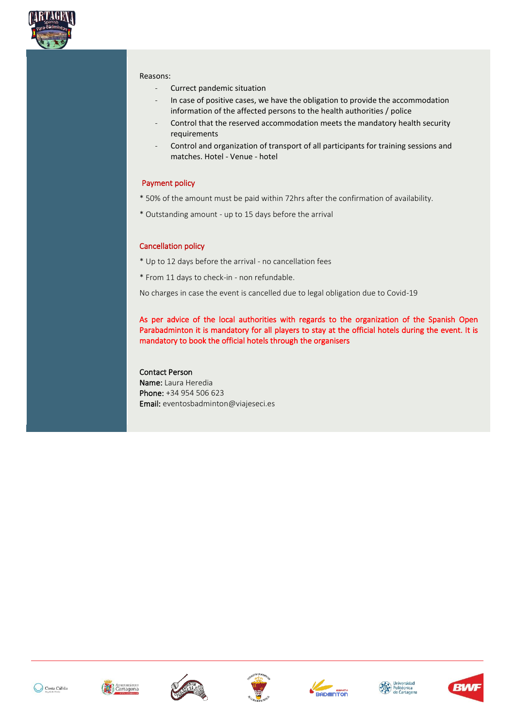Reasons:

- Currect pandemic situation
- In case of positive cases, we have the obligation to provide the accommodation information of the affected persons to the health authorities / police
- Control that the reserved accommodation meets the mandatory health security requirements
- Control and organization of transport of all participants for training sessions and matches. Hotel - Venue - hotel

## Payment policy

* 50% of the amount must be paid within 72hrs after the confirmation of availability.

* Outstanding amount - up to 15 days before the arrival

## Cancellation policy

* Up to 12 days before the arrival - no cancellation fees

* From 11 days to check-in - non refundable.

No charges in case the event is cancelled due to legal obligation due to Covid-19

As per advice of the local authorities with regards to the organization of the Spanish Open Parabadminton it is mandatory for all players to stay at the official hotels during the event. It is mandatory to book the official hotels through the organisers

Contact Person
**Name:** Laura Heredia
**Phone:** +34 954 506 623
**Email:** eventosbadminton@viajeseci.es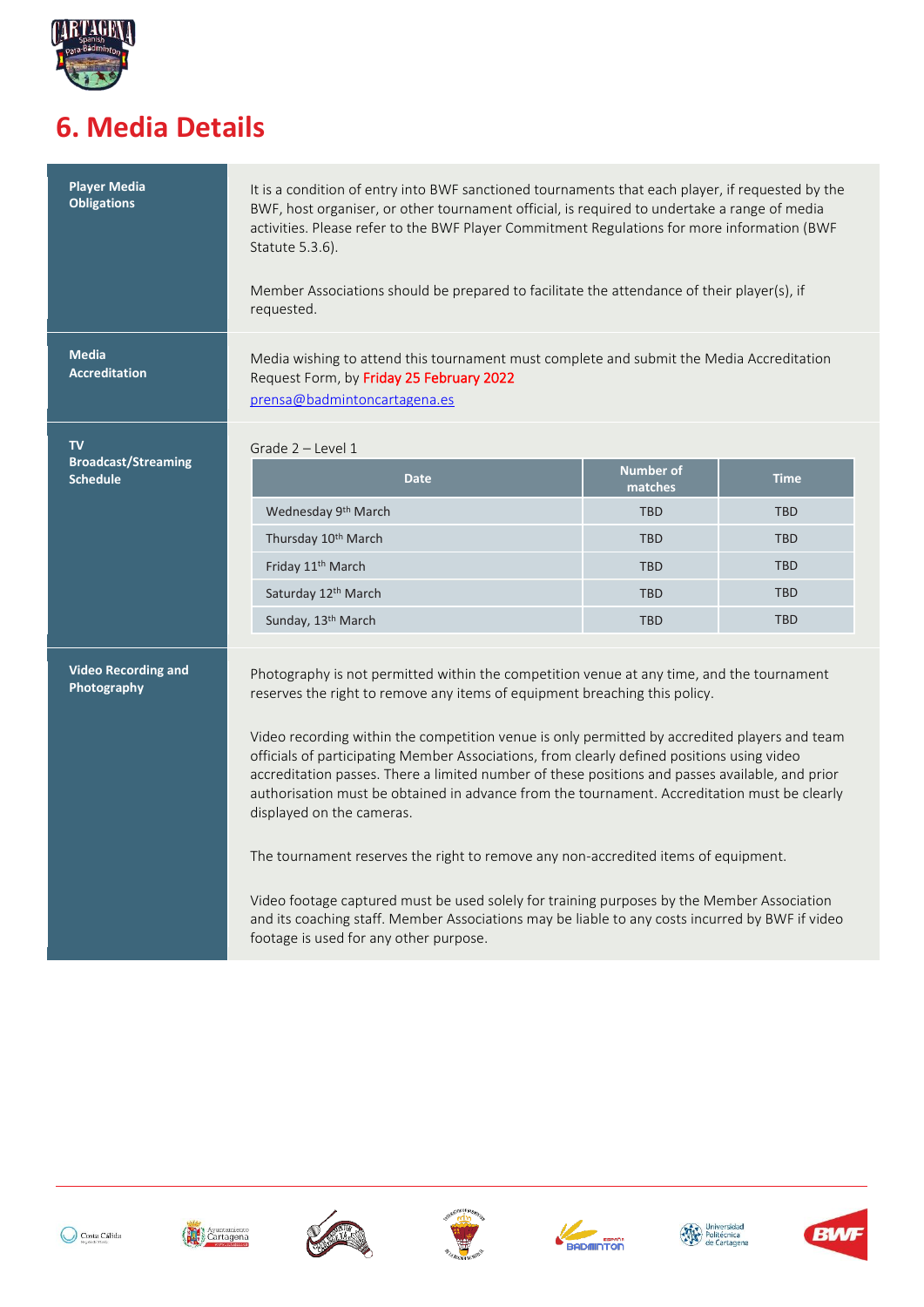# 6. Media Details

| | |
|---|---|
| **Player Media Obligations** | It is a condition of entry into BWF sanctioned tournaments that each player, if requested by the BWF, host organiser, or other tournament official, is required to undertake a range of media activities. Please refer to the BWF Player Commitment Regulations for more information (BWF Statute 5.3.6).<br><br>Member Associations should be prepared to facilitate the attendance of their player(s), if requested. |
| **Media Accreditation** | Media wishing to attend this tournament must complete and submit the Media Accreditation Request Form, by Friday 25 February 2022<br>prensa@badmintoncartagena.es |
| **TV Broadcast/Streaming Schedule** | Grade 2 – Level 1 |

| Date | Number of matches | Time |
|---|---|---|
| Wednesday 9th March | TBD | TBD |
| Thursday 10th March | TBD | TBD |
| Friday 11th March | TBD | TBD |
| Saturday 12th March | TBD | TBD |
| Sunday, 13th March | TBD | TBD |

**Video Recording and Photography**

Photography is not permitted within the competition venue at any time, and the tournament reserves the right to remove any items of equipment breaching this policy.

Video recording within the competition venue is only permitted by accredited players and team officials of participating Member Associations, from clearly defined positions using video accreditation passes. There a limited number of these positions and passes available, and prior authorisation must be obtained in advance from the tournament. Accreditation must be clearly displayed on the cameras.

The tournament reserves the right to remove any non-accredited items of equipment.

Video footage captured must be used solely for training purposes by the Member Association and its coaching staff. Member Associations may be liable to any costs incurred by BWF if video footage is used for any other purpose.